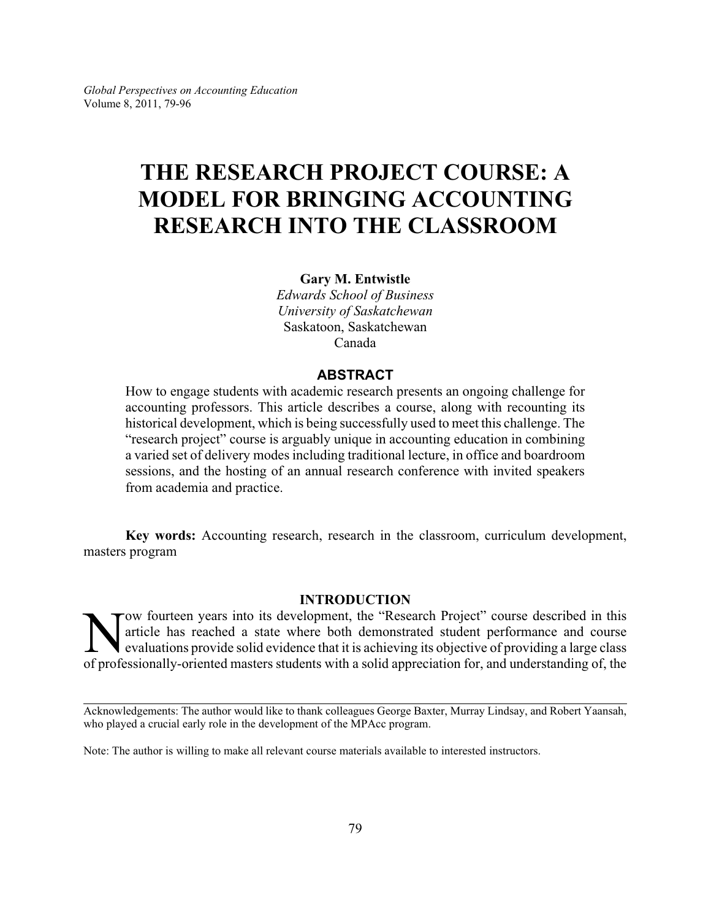# THE RESEARCH PROJECT COURSE: A MODEL FOR BRINGING ACCOUNTING RESEARCH INTO THE CLASSROOM

**Gary M. Entwistle**
*Edwards School of Business*
*University of Saskatchewan*
Saskatoon, Saskatchewan
Canada

## ABSTRACT

How to engage students with academic research presents an ongoing challenge for accounting professors. This article describes a course, along with recounting its historical development, which is being successfully used to meet this challenge. The "research project" course is arguably unique in accounting education in combining a varied set of delivery modes including traditional lecture, in office and boardroom sessions, and the hosting of an annual research conference with invited speakers from academia and practice.

**Key words:** Accounting research, research in the classroom, curriculum development, masters program

## INTRODUCTION

Now fourteen years into its development, the "Research Project" course described in this article has reached a state where both demonstrated student performance and course evaluations provide solid evidence that it is achieving its objective of providing a large class of professionally-oriented masters students with a solid appreciation for, and understanding of, the

---

Acknowledgements: The author would like to thank colleagues George Baxter, Murray Lindsay, and Robert Yaansah, who played a crucial early role in the development of the MPAcc program.

Note: The author is willing to make all relevant course materials available to interested instructors.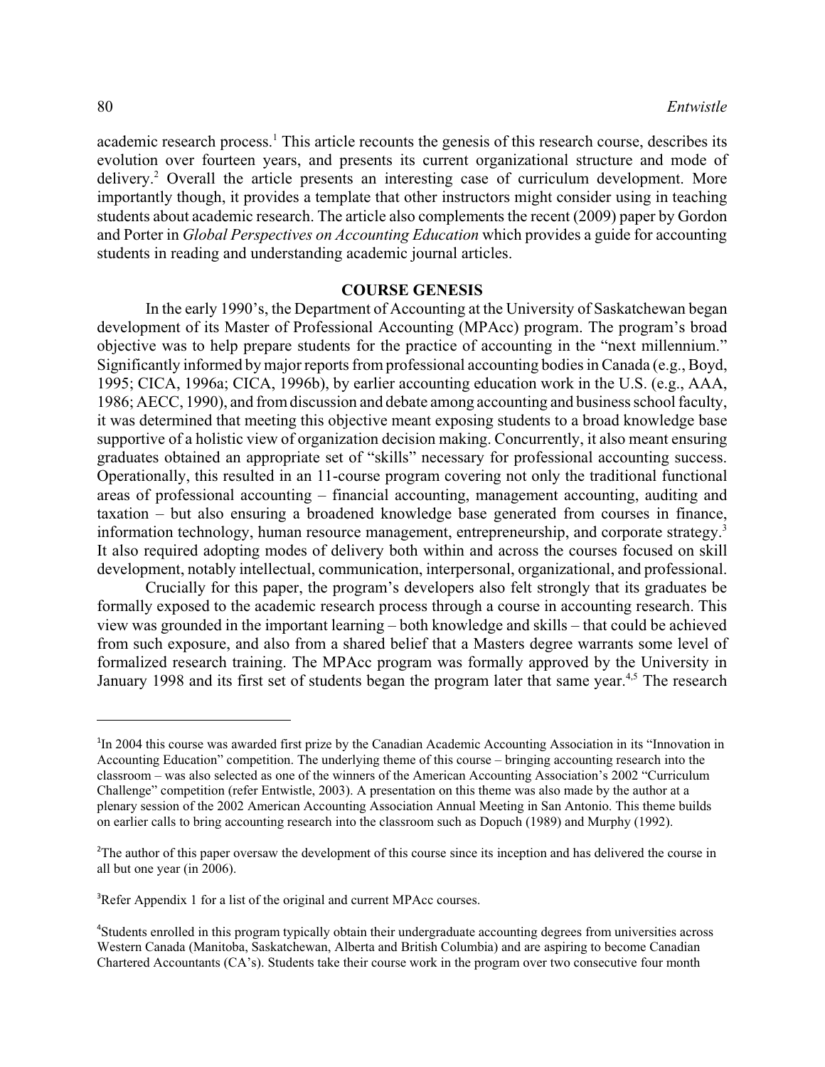academic research process.[1] This article recounts the genesis of this research course, describes its evolution over fourteen years, and presents its current organizational structure and mode of delivery.[2] Overall the article presents an interesting case of curriculum development. More importantly though, it provides a template that other instructors might consider using in teaching students about academic research. The article also complements the recent (2009) paper by Gordon and Porter in *Global Perspectives on Accounting Education* which provides a guide for accounting students in reading and understanding academic journal articles.

## COURSE GENESIS

In the early 1990's, the Department of Accounting at the University of Saskatchewan began development of its Master of Professional Accounting (MPAcc) program. The program's broad objective was to help prepare students for the practice of accounting in the "next millennium." Significantly informed by major reports from professional accounting bodies in Canada (e.g., Boyd, 1995; CICA, 1996a; CICA, 1996b), by earlier accounting education work in the U.S. (e.g., AAA, 1986; AECC, 1990), and from discussion and debate among accounting and business school faculty, it was determined that meeting this objective meant exposing students to a broad knowledge base supportive of a holistic view of organization decision making. Concurrently, it also meant ensuring graduates obtained an appropriate set of "skills" necessary for professional accounting success. Operationally, this resulted in an 11-course program covering not only the traditional functional areas of professional accounting – financial accounting, management accounting, auditing and taxation – but also ensuring a broadened knowledge base generated from courses in finance, information technology, human resource management, entrepreneurship, and corporate strategy.[3] It also required adopting modes of delivery both within and across the courses focused on skill development, notably intellectual, communication, interpersonal, organizational, and professional.

Crucially for this paper, the program's developers also felt strongly that its graduates be formally exposed to the academic research process through a course in accounting research. This view was grounded in the important learning – both knowledge and skills – that could be achieved from such exposure, and also from a shared belief that a Masters degree warrants some level of formalized research training. The MPAcc program was formally approved by the University in January 1998 and its first set of students began the program later that same year.[4,5] The research

---

[1] In 2004 this course was awarded first prize by the Canadian Academic Accounting Association in its "Innovation in Accounting Education" competition. The underlying theme of this course – bringing accounting research into the classroom – was also selected as one of the winners of the American Accounting Association's 2002 "Curriculum Challenge" competition (refer Entwistle, 2003). A presentation on this theme was also made by the author at a plenary session of the 2002 American Accounting Association Annual Meeting in San Antonio. This theme builds on earlier calls to bring accounting research into the classroom such as Dopuch (1989) and Murphy (1992).

[2] The author of this paper oversaw the development of this course since its inception and has delivered the course in all but one year (in 2006).

[3] Refer Appendix 1 for a list of the original and current MPAcc courses.

[4] Students enrolled in this program typically obtain their undergraduate accounting degrees from universities across Western Canada (Manitoba, Saskatchewan, Alberta and British Columbia) and are aspiring to become Canadian Chartered Accountants (CA's). Students take their course work in the program over two consecutive four month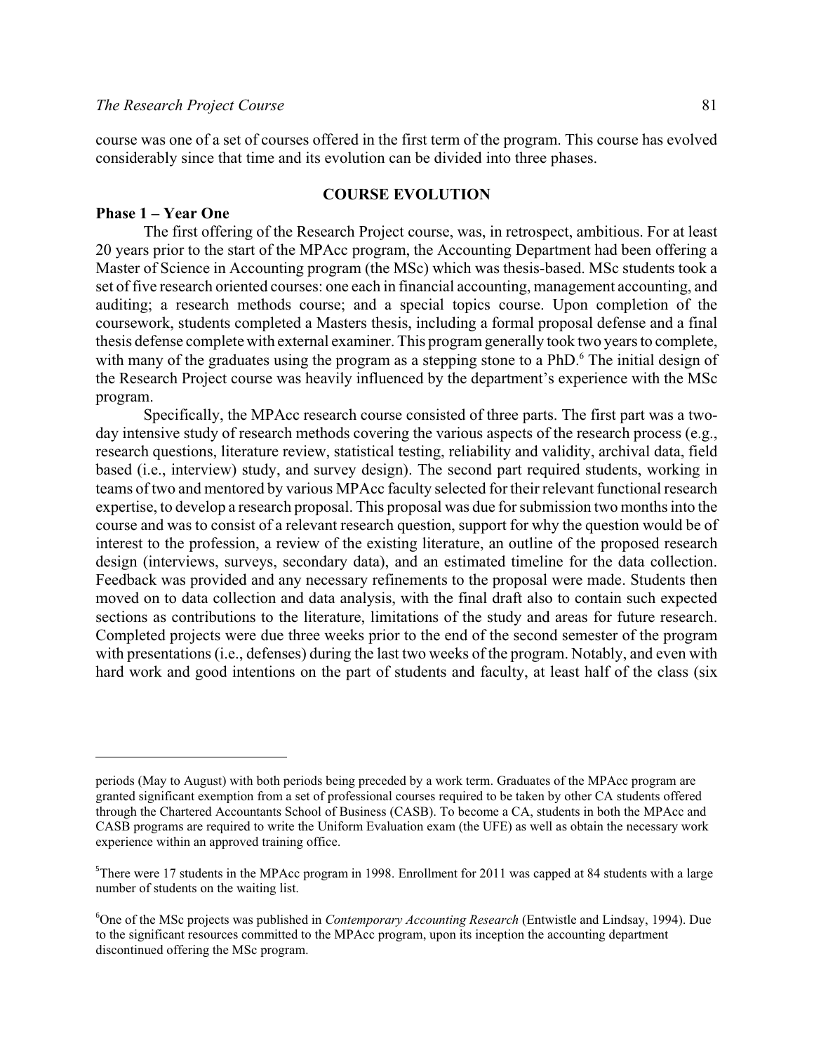course was one of a set of courses offered in the first term of the program. This course has evolved considerably since that time and its evolution can be divided into three phases.

## COURSE EVOLUTION

### Phase 1 – Year One

The first offering of the Research Project course, was, in retrospect, ambitious. For at least 20 years prior to the start of the MPAcc program, the Accounting Department had been offering a Master of Science in Accounting program (the MSc) which was thesis-based. MSc students took a set of five research oriented courses: one each in financial accounting, management accounting, and auditing; a research methods course; and a special topics course. Upon completion of the coursework, students completed a Masters thesis, including a formal proposal defense and a final thesis defense complete with external examiner. This program generally took two years to complete, with many of the graduates using the program as a stepping stone to a PhD.[6] The initial design of the Research Project course was heavily influenced by the department's experience with the MSc program.

Specifically, the MPAcc research course consisted of three parts. The first part was a two-day intensive study of research methods covering the various aspects of the research process (e.g., research questions, literature review, statistical testing, reliability and validity, archival data, field based (i.e., interview) study, and survey design). The second part required students, working in teams of two and mentored by various MPAcc faculty selected for their relevant functional research expertise, to develop a research proposal. This proposal was due for submission two months into the course and was to consist of a relevant research question, support for why the question would be of interest to the profession, a review of the existing literature, an outline of the proposed research design (interviews, surveys, secondary data), and an estimated timeline for the data collection. Feedback was provided and any necessary refinements to the proposal were made. Students then moved on to data collection and data analysis, with the final draft also to contain such expected sections as contributions to the literature, limitations of the study and areas for future research. Completed projects were due three weeks prior to the end of the second semester of the program with presentations (i.e., defenses) during the last two weeks of the program. Notably, and even with hard work and good intentions on the part of students and faculty, at least half of the class (six

---

periods (May to August) with both periods being preceded by a work term. Graduates of the MPAcc program are granted significant exemption from a set of professional courses required to be taken by other CA students offered through the Chartered Accountants School of Business (CASB). To become a CA, students in both the MPAcc and CASB programs are required to write the Uniform Evaluation exam (the UFE) as well as obtain the necessary work experience within an approved training office.

[5] There were 17 students in the MPAcc program in 1998. Enrollment for 2011 was capped at 84 students with a large number of students on the waiting list.

[6] One of the MSc projects was published in *Contemporary Accounting Research* (Entwistle and Lindsay, 1994). Due to the significant resources committed to the MPAcc program, upon its inception the accounting department discontinued offering the MSc program.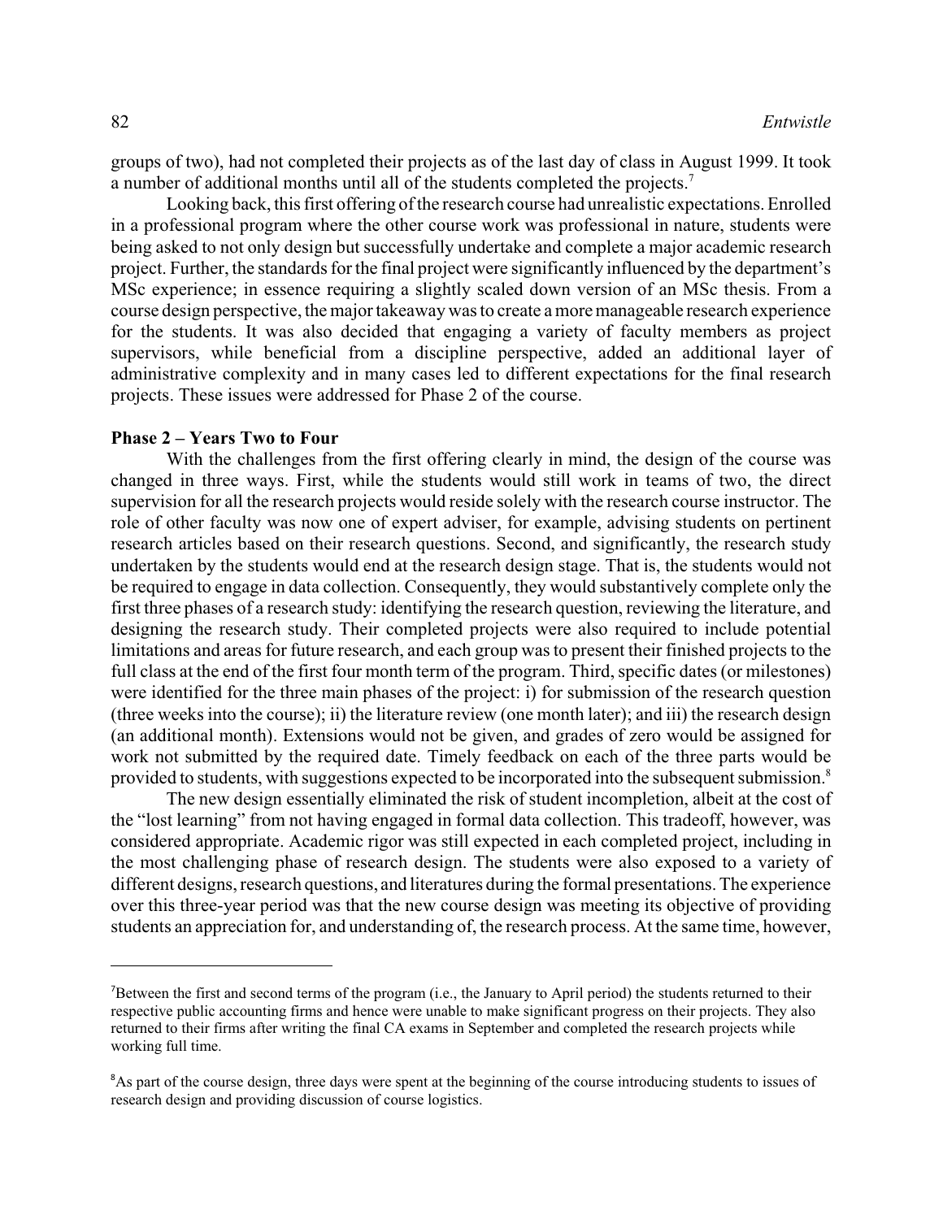groups of two), had not completed their projects as of the last day of class in August 1999. It took a number of additional months until all of the students completed the projects.[7]

Looking back, this first offering of the research course had unrealistic expectations. Enrolled in a professional program where the other course work was professional in nature, students were being asked to not only design but successfully undertake and complete a major academic research project. Further, the standards for the final project were significantly influenced by the department's MSc experience; in essence requiring a slightly scaled down version of an MSc thesis. From a course design perspective, the major takeaway was to create a more manageable research experience for the students. It was also decided that engaging a variety of faculty members as project supervisors, while beneficial from a discipline perspective, added an additional layer of administrative complexity and in many cases led to different expectations for the final research projects. These issues were addressed for Phase 2 of the course.

**Phase 2 – Years Two to Four**

With the challenges from the first offering clearly in mind, the design of the course was changed in three ways. First, while the students would still work in teams of two, the direct supervision for all the research projects would reside solely with the research course instructor. The role of other faculty was now one of expert adviser, for example, advising students on pertinent research articles based on their research questions. Second, and significantly, the research study undertaken by the students would end at the research design stage. That is, the students would not be required to engage in data collection. Consequently, they would substantively complete only the first three phases of a research study: identifying the research question, reviewing the literature, and designing the research study. Their completed projects were also required to include potential limitations and areas for future research, and each group was to present their finished projects to the full class at the end of the first four month term of the program. Third, specific dates (or milestones) were identified for the three main phases of the project: i) for submission of the research question (three weeks into the course); ii) the literature review (one month later); and iii) the research design (an additional month). Extensions would not be given, and grades of zero would be assigned for work not submitted by the required date. Timely feedback on each of the three parts would be provided to students, with suggestions expected to be incorporated into the subsequent submission.[8]

The new design essentially eliminated the risk of student incompletion, albeit at the cost of the "lost learning" from not having engaged in formal data collection. This tradeoff, however, was considered appropriate. Academic rigor was still expected in each completed project, including in the most challenging phase of research design. The students were also exposed to a variety of different designs, research questions, and literatures during the formal presentations. The experience over this three-year period was that the new course design was meeting its objective of providing students an appreciation for, and understanding of, the research process. At the same time, however,

---

[7] Between the first and second terms of the program (i.e., the January to April period) the students returned to their respective public accounting firms and hence were unable to make significant progress on their projects. They also returned to their firms after writing the final CA exams in September and completed the research projects while working full time.

[8] As part of the course design, three days were spent at the beginning of the course introducing students to issues of research design and providing discussion of course logistics.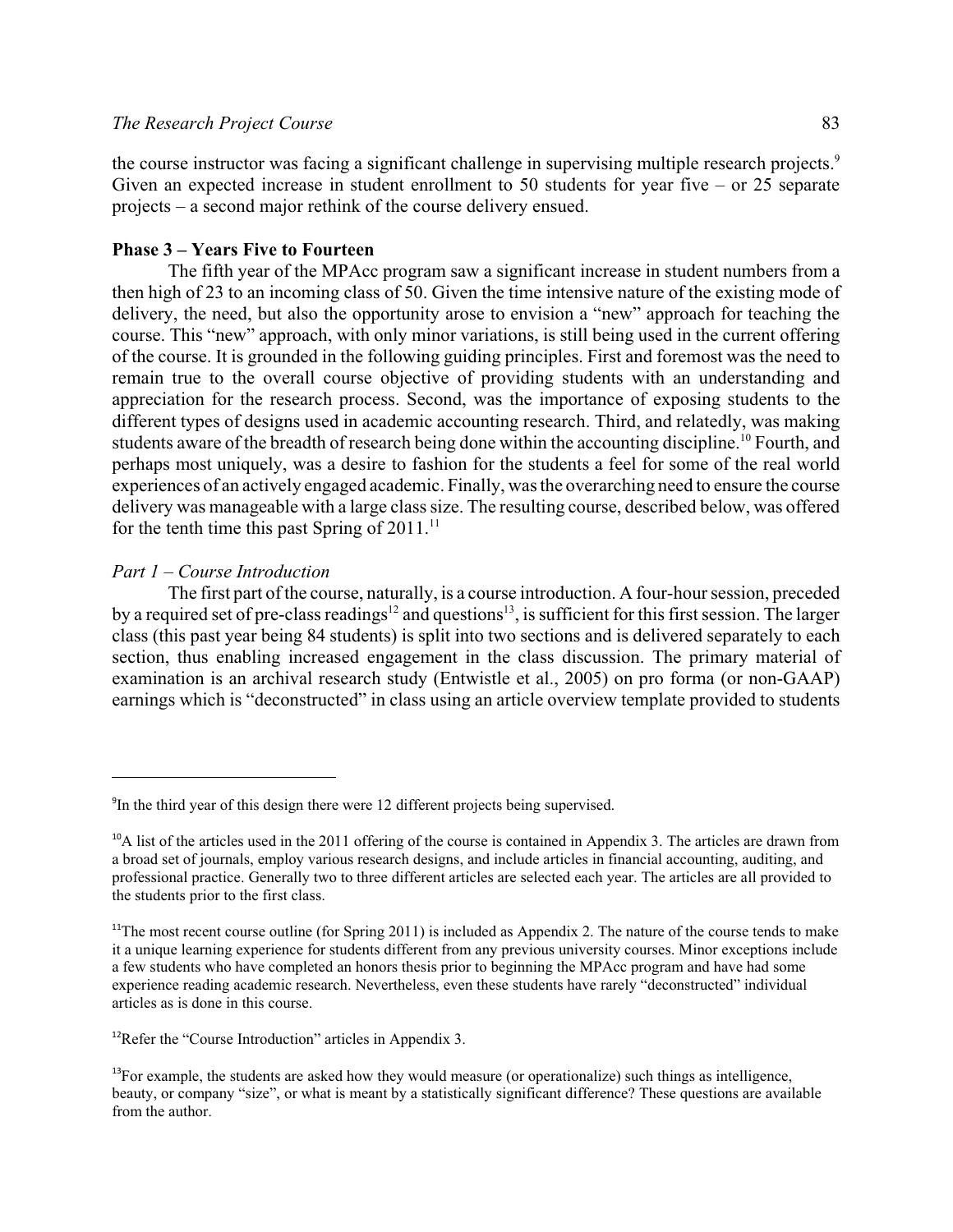the course instructor was facing a significant challenge in supervising multiple research projects.[9] Given an expected increase in student enrollment to 50 students for year five – or 25 separate projects – a second major rethink of the course delivery ensued.

**Phase 3 – Years Five to Fourteen**

The fifth year of the MPAcc program saw a significant increase in student numbers from a then high of 23 to an incoming class of 50. Given the time intensive nature of the existing mode of delivery, the need, but also the opportunity arose to envision a "new" approach for teaching the course. This "new" approach, with only minor variations, is still being used in the current offering of the course. It is grounded in the following guiding principles. First and foremost was the need to remain true to the overall course objective of providing students with an understanding and appreciation for the research process. Second, was the importance of exposing students to the different types of designs used in academic accounting research. Third, and relatedly, was making students aware of the breadth of research being done within the accounting discipline.[10] Fourth, and perhaps most uniquely, was a desire to fashion for the students a feel for some of the real world experiences of an actively engaged academic. Finally, was the overarching need to ensure the course delivery was manageable with a large class size. The resulting course, described below, was offered for the tenth time this past Spring of 2011.[11]

*Part 1 – Course Introduction*

The first part of the course, naturally, is a course introduction. A four-hour session, preceded by a required set of pre-class readings[12] and questions[13], is sufficient for this first session. The larger class (this past year being 84 students) is split into two sections and is delivered separately to each section, thus enabling increased engagement in the class discussion. The primary material of examination is an archival research study (Entwistle et al., 2005) on pro forma (or non-GAAP) earnings which is "deconstructed" in class using an article overview template provided to students

---

[9]In the third year of this design there were 12 different projects being supervised.

[10]A list of the articles used in the 2011 offering of the course is contained in Appendix 3. The articles are drawn from a broad set of journals, employ various research designs, and include articles in financial accounting, auditing, and professional practice. Generally two to three different articles are selected each year. The articles are all provided to the students prior to the first class.

[11]The most recent course outline (for Spring 2011) is included as Appendix 2. The nature of the course tends to make it a unique learning experience for students different from any previous university courses. Minor exceptions include a few students who have completed an honors thesis prior to beginning the MPAcc program and have had some experience reading academic research. Nevertheless, even these students have rarely "deconstructed" individual articles as is done in this course.

[12]Refer the "Course Introduction" articles in Appendix 3.

[13]For example, the students are asked how they would measure (or operationalize) such things as intelligence, beauty, or company "size", or what is meant by a statistically significant difference? These questions are available from the author.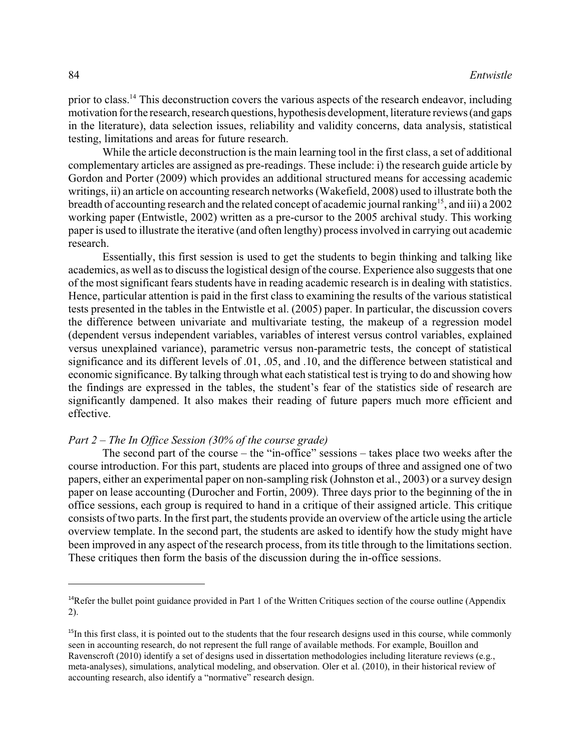prior to class.[14] This deconstruction covers the various aspects of the research endeavor, including motivation for the research, research questions, hypothesis development, literature reviews (and gaps in the literature), data selection issues, reliability and validity concerns, data analysis, statistical testing, limitations and areas for future research.

While the article deconstruction is the main learning tool in the first class, a set of additional complementary articles are assigned as pre-readings. These include: i) the research guide article by Gordon and Porter (2009) which provides an additional structured means for accessing academic writings, ii) an article on accounting research networks (Wakefield, 2008) used to illustrate both the breadth of accounting research and the related concept of academic journal ranking[15], and iii) a 2002 working paper (Entwistle, 2002) written as a pre-cursor to the 2005 archival study. This working paper is used to illustrate the iterative (and often lengthy) process involved in carrying out academic research.

Essentially, this first session is used to get the students to begin thinking and talking like academics, as well as to discuss the logistical design of the course. Experience also suggests that one of the most significant fears students have in reading academic research is in dealing with statistics. Hence, particular attention is paid in the first class to examining the results of the various statistical tests presented in the tables in the Entwistle et al. (2005) paper. In particular, the discussion covers the difference between univariate and multivariate testing, the makeup of a regression model (dependent versus independent variables, variables of interest versus control variables, explained versus unexplained variance), parametric versus non-parametric tests, the concept of statistical significance and its different levels of .01, .05, and .10, and the difference between statistical and economic significance. By talking through what each statistical test is trying to do and showing how the findings are expressed in the tables, the student's fear of the statistics side of research are significantly dampened. It also makes their reading of future papers much more efficient and effective.

*Part 2 – The In Office Session (30% of the course grade)*

The second part of the course – the "in-office" sessions – takes place two weeks after the course introduction. For this part, students are placed into groups of three and assigned one of two papers, either an experimental paper on non-sampling risk (Johnston et al., 2003) or a survey design paper on lease accounting (Durocher and Fortin, 2009). Three days prior to the beginning of the in office sessions, each group is required to hand in a critique of their assigned article. This critique consists of two parts. In the first part, the students provide an overview of the article using the article overview template. In the second part, the students are asked to identify how the study might have been improved in any aspect of the research process, from its title through to the limitations section. These critiques then form the basis of the discussion during the in-office sessions.

---

[14] Refer the bullet point guidance provided in Part 1 of the Written Critiques section of the course outline (Appendix 2).

[15] In this first class, it is pointed out to the students that the four research designs used in this course, while commonly seen in accounting research, do not represent the full range of available methods. For example, Bouillon and Ravenscroft (2010) identify a set of designs used in dissertation methodologies including literature reviews (e.g., meta-analyses), simulations, analytical modeling, and observation. Oler et al. (2010), in their historical review of accounting research, also identify a "normative" research design.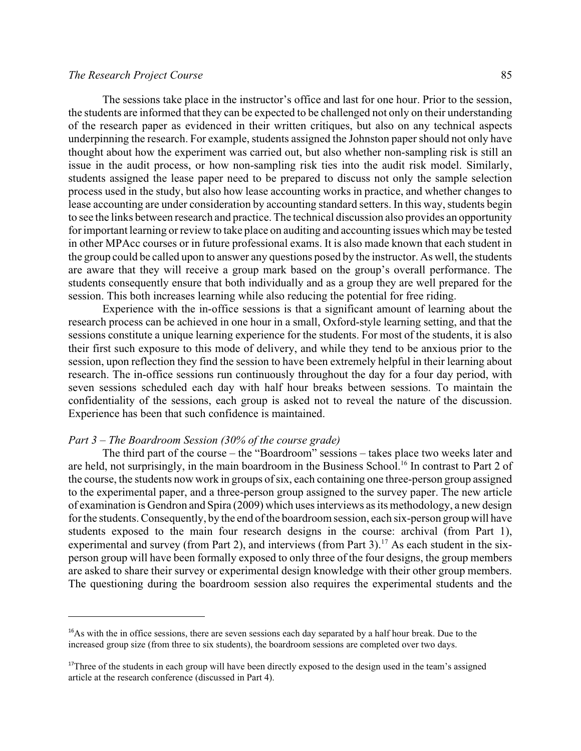The sessions take place in the instructor's office and last for one hour. Prior to the session, the students are informed that they can be expected to be challenged not only on their understanding of the research paper as evidenced in their written critiques, but also on any technical aspects underpinning the research. For example, students assigned the Johnston paper should not only have thought about how the experiment was carried out, but also whether non-sampling risk is still an issue in the audit process, or how non-sampling risk ties into the audit risk model. Similarly, students assigned the lease paper need to be prepared to discuss not only the sample selection process used in the study, but also how lease accounting works in practice, and whether changes to lease accounting are under consideration by accounting standard setters. In this way, students begin to see the links between research and practice. The technical discussion also provides an opportunity for important learning or review to take place on auditing and accounting issues which may be tested in other MPAcc courses or in future professional exams. It is also made known that each student in the group could be called upon to answer any questions posed by the instructor. As well, the students are aware that they will receive a group mark based on the group's overall performance. The students consequently ensure that both individually and as a group they are well prepared for the session. This both increases learning while also reducing the potential for free riding.

Experience with the in-office sessions is that a significant amount of learning about the research process can be achieved in one hour in a small, Oxford-style learning setting, and that the sessions constitute a unique learning experience for the students. For most of the students, it is also their first such exposure to this mode of delivery, and while they tend to be anxious prior to the session, upon reflection they find the session to have been extremely helpful in their learning about research. The in-office sessions run continuously throughout the day for a four day period, with seven sessions scheduled each day with half hour breaks between sessions. To maintain the confidentiality of the sessions, each group is asked not to reveal the nature of the discussion. Experience has been that such confidence is maintained.

*Part 3 – The Boardroom Session (30% of the course grade)*

The third part of the course – the "Boardroom" sessions – takes place two weeks later and are held, not surprisingly, in the main boardroom in the Business School.[16] In contrast to Part 2 of the course, the students now work in groups of six, each containing one three-person group assigned to the experimental paper, and a three-person group assigned to the survey paper. The new article of examination is Gendron and Spira (2009) which uses interviews as its methodology, a new design for the students. Consequently, by the end of the boardroom session, each six-person group will have students exposed to the main four research designs in the course: archival (from Part 1), experimental and survey (from Part 2), and interviews (from Part 3).[17] As each student in the six-person group will have been formally exposed to only three of the four designs, the group members are asked to share their survey or experimental design knowledge with their other group members. The questioning during the boardroom session also requires the experimental students and the

---

[16] As with the in office sessions, there are seven sessions each day separated by a half hour break. Due to the increased group size (from three to six students), the boardroom sessions are completed over two days.

[17] Three of the students in each group will have been directly exposed to the design used in the team's assigned article at the research conference (discussed in Part 4).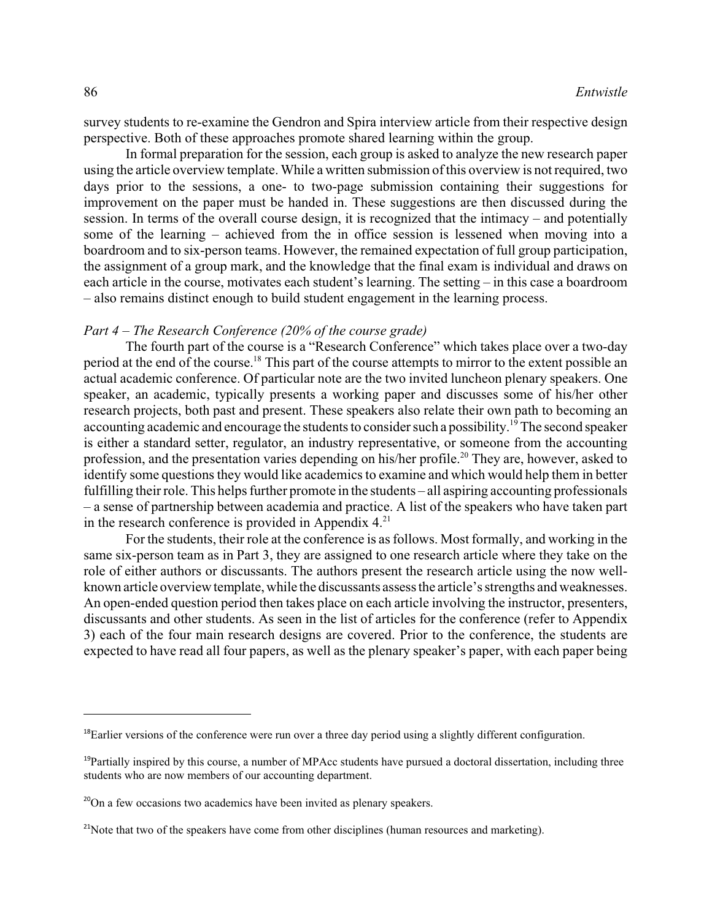survey students to re-examine the Gendron and Spira interview article from their respective design perspective. Both of these approaches promote shared learning within the group.

In formal preparation for the session, each group is asked to analyze the new research paper using the article overview template. While a written submission of this overview is not required, two days prior to the sessions, a one- to two-page submission containing their suggestions for improvement on the paper must be handed in. These suggestions are then discussed during the session. In terms of the overall course design, it is recognized that the intimacy – and potentially some of the learning – achieved from the in office session is lessened when moving into a boardroom and to six-person teams. However, the remained expectation of full group participation, the assignment of a group mark, and the knowledge that the final exam is individual and draws on each article in the course, motivates each student's learning. The setting – in this case a boardroom – also remains distinct enough to build student engagement in the learning process.

*Part 4 – The Research Conference (20% of the course grade)*

The fourth part of the course is a "Research Conference" which takes place over a two-day period at the end of the course.[18] This part of the course attempts to mirror to the extent possible an actual academic conference. Of particular note are the two invited luncheon plenary speakers. One speaker, an academic, typically presents a working paper and discusses some of his/her other research projects, both past and present. These speakers also relate their own path to becoming an accounting academic and encourage the students to consider such a possibility.[19] The second speaker is either a standard setter, regulator, an industry representative, or someone from the accounting profession, and the presentation varies depending on his/her profile.[20] They are, however, asked to identify some questions they would like academics to examine and which would help them in better fulfilling their role. This helps further promote in the students – all aspiring accounting professionals – a sense of partnership between academia and practice. A list of the speakers who have taken part in the research conference is provided in Appendix 4.[21]

For the students, their role at the conference is as follows. Most formally, and working in the same six-person team as in Part 3, they are assigned to one research article where they take on the role of either authors or discussants. The authors present the research article using the now well-known article overview template, while the discussants assess the article's strengths and weaknesses. An open-ended question period then takes place on each article involving the instructor, presenters, discussants and other students. As seen in the list of articles for the conference (refer to Appendix 3) each of the four main research designs are covered. Prior to the conference, the students are expected to have read all four papers, as well as the plenary speaker's paper, with each paper being

---

[18] Earlier versions of the conference were run over a three day period using a slightly different configuration.

[19] Partially inspired by this course, a number of MPAcc students have pursued a doctoral dissertation, including three students who are now members of our accounting department.

[20] On a few occasions two academics have been invited as plenary speakers.

[21] Note that two of the speakers have come from other disciplines (human resources and marketing).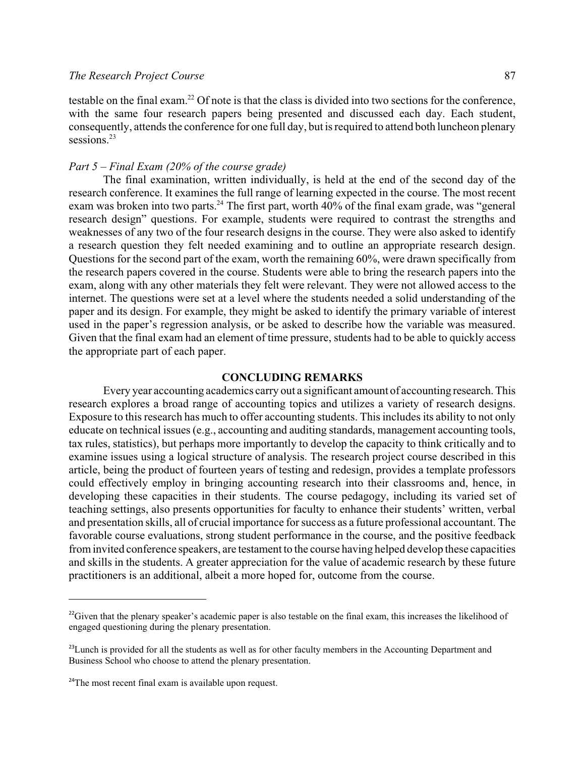testable on the final exam.[22] Of note is that the class is divided into two sections for the conference, with the same four research papers being presented and discussed each day. Each student, consequently, attends the conference for one full day, but is required to attend both luncheon plenary sessions.[23]

*Part 5 – Final Exam (20% of the course grade)*

The final examination, written individually, is held at the end of the second day of the research conference. It examines the full range of learning expected in the course. The most recent exam was broken into two parts.[24] The first part, worth 40% of the final exam grade, was "general research design" questions. For example, students were required to contrast the strengths and weaknesses of any two of the four research designs in the course. They were also asked to identify a research question they felt needed examining and to outline an appropriate research design. Questions for the second part of the exam, worth the remaining 60%, were drawn specifically from the research papers covered in the course. Students were able to bring the research papers into the exam, along with any other materials they felt were relevant. They were not allowed access to the internet. The questions were set at a level where the students needed a solid understanding of the paper and its design. For example, they might be asked to identify the primary variable of interest used in the paper's regression analysis, or be asked to describe how the variable was measured. Given that the final exam had an element of time pressure, students had to be able to quickly access the appropriate part of each paper.

## CONCLUDING REMARKS

Every year accounting academics carry out a significant amount of accounting research. This research explores a broad range of accounting topics and utilizes a variety of research designs. Exposure to this research has much to offer accounting students. This includes its ability to not only educate on technical issues (e.g., accounting and auditing standards, management accounting tools, tax rules, statistics), but perhaps more importantly to develop the capacity to think critically and to examine issues using a logical structure of analysis. The research project course described in this article, being the product of fourteen years of testing and redesign, provides a template professors could effectively employ in bringing accounting research into their classrooms and, hence, in developing these capacities in their students. The course pedagogy, including its varied set of teaching settings, also presents opportunities for faculty to enhance their students' written, verbal and presentation skills, all of crucial importance for success as a future professional accountant. The favorable course evaluations, strong student performance in the course, and the positive feedback from invited conference speakers, are testament to the course having helped develop these capacities and skills in the students. A greater appreciation for the value of academic research by these future practitioners is an additional, albeit a more hoped for, outcome from the course.

---

[22]Given that the plenary speaker's academic paper is also testable on the final exam, this increases the likelihood of engaged questioning during the plenary presentation.

[23]Lunch is provided for all the students as well as for other faculty members in the Accounting Department and Business School who choose to attend the plenary presentation.

[24]The most recent final exam is available upon request.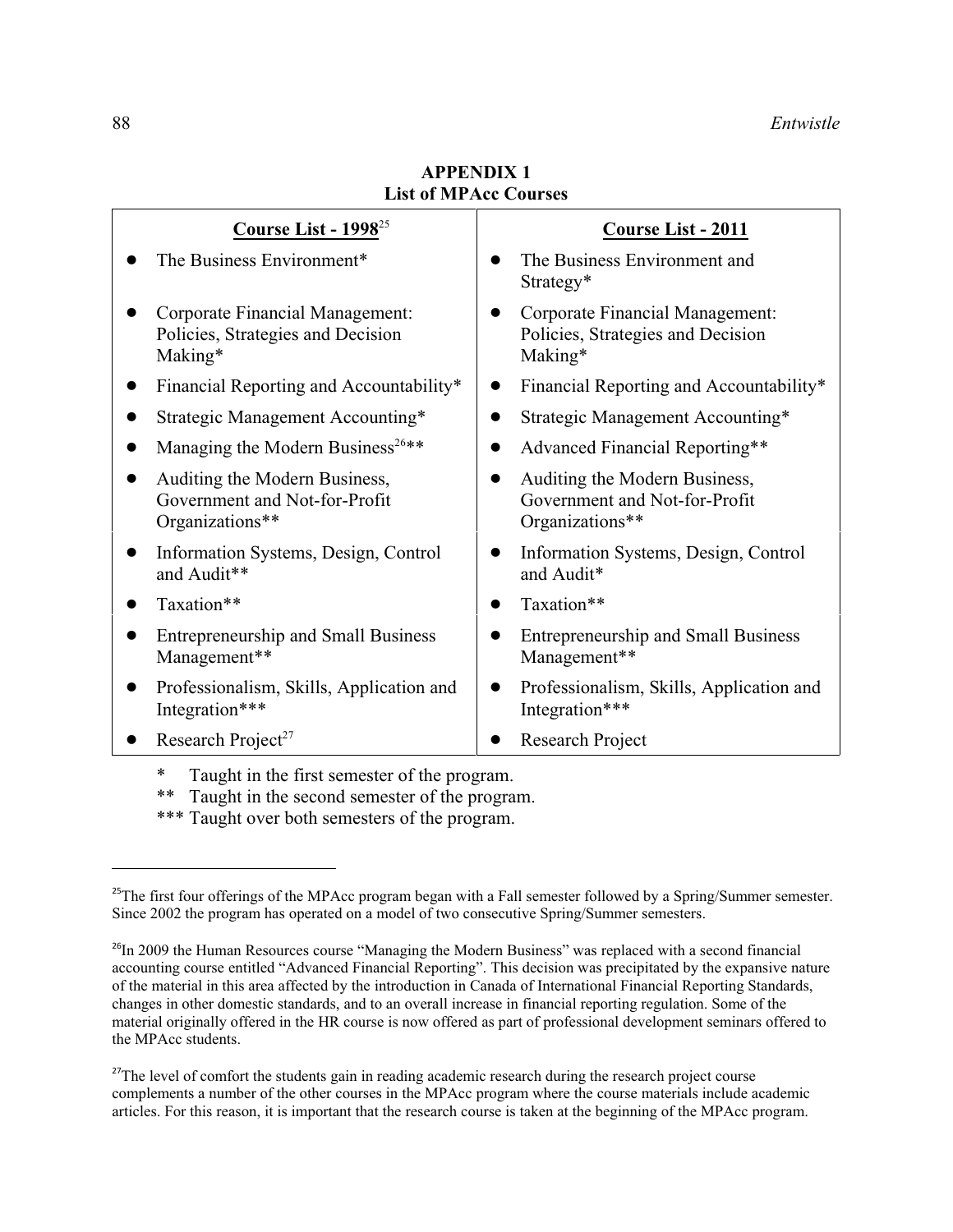**APPENDIX 1**
**List of MPAcc Courses**

| Course List - 1998[25] | Course List - 2011 |
|---|---|
| The Business Environment* | The Business Environment and Strategy* |
| Corporate Financial Management: Policies, Strategies and Decision Making* | Corporate Financial Management: Policies, Strategies and Decision Making* |
| Financial Reporting and Accountability* | Financial Reporting and Accountability* |
| Strategic Management Accounting* | Strategic Management Accounting* |
| Managing the Modern Business[26]** | Advanced Financial Reporting** |
| Auditing the Modern Business, Government and Not-for-Profit Organizations** | Auditing the Modern Business, Government and Not-for-Profit Organizations** |
| Information Systems, Design, Control and Audit** | Information Systems, Design, Control and Audit* |
| Taxation** | Taxation** |
| Entrepreneurship and Small Business Management** | Entrepreneurship and Small Business Management** |
| Professionalism, Skills, Application and Integration*** | Professionalism, Skills, Application and Integration*** |
| Research Project[27] | Research Project |

\* Taught in the first semester of the program.
\** Taught in the second semester of the program.
\*** Taught over both semesters of the program.

---

[25]The first four offerings of the MPAcc program began with a Fall semester followed by a Spring/Summer semester. Since 2002 the program has operated on a model of two consecutive Spring/Summer semesters.

[26]In 2009 the Human Resources course "Managing the Modern Business" was replaced with a second financial accounting course entitled "Advanced Financial Reporting". This decision was precipitated by the expansive nature of the material in this area affected by the introduction in Canada of International Financial Reporting Standards, changes in other domestic standards, and to an overall increase in financial reporting regulation. Some of the material originally offered in the HR course is now offered as part of professional development seminars offered to the MPAcc students.

[27]The level of comfort the students gain in reading academic research during the research project course complements a number of the other courses in the MPAcc program where the course materials include academic articles. For this reason, it is important that the research course is taken at the beginning of the MPAcc program.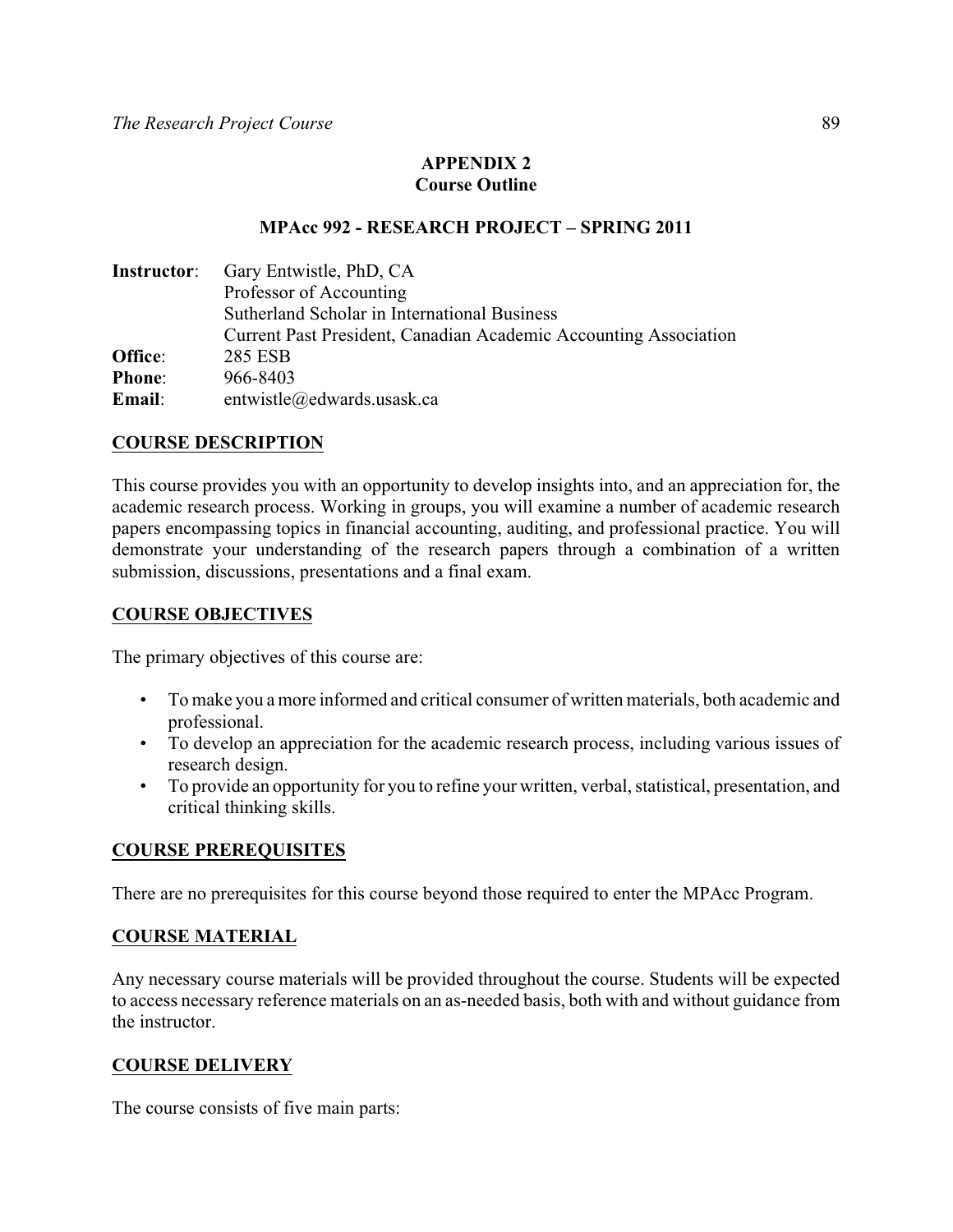## APPENDIX 2
## Course Outline

### MPAcc 992 - RESEARCH PROJECT – SPRING 2011

**Instructor**: Gary Entwistle, PhD, CA
Professor of Accounting
Sutherland Scholar in International Business
Current Past President, Canadian Academic Accounting Association
**Office**: 285 ESB
**Phone**: 966-8403
**Email**: entwistle@edwards.usask.ca

### COURSE DESCRIPTION

This course provides you with an opportunity to develop insights into, and an appreciation for, the academic research process. Working in groups, you will examine a number of academic research papers encompassing topics in financial accounting, auditing, and professional practice. You will demonstrate your understanding of the research papers through a combination of a written submission, discussions, presentations and a final exam.

### COURSE OBJECTIVES

The primary objectives of this course are:

- To make you a more informed and critical consumer of written materials, both academic and professional.
- To develop an appreciation for the academic research process, including various issues of research design.
- To provide an opportunity for you to refine your written, verbal, statistical, presentation, and critical thinking skills.

### COURSE PREREQUISITES

There are no prerequisites for this course beyond those required to enter the MPAcc Program.

### COURSE MATERIAL

Any necessary course materials will be provided throughout the course. Students will be expected to access necessary reference materials on an as-needed basis, both with and without guidance from the instructor.

### COURSE DELIVERY

The course consists of five main parts: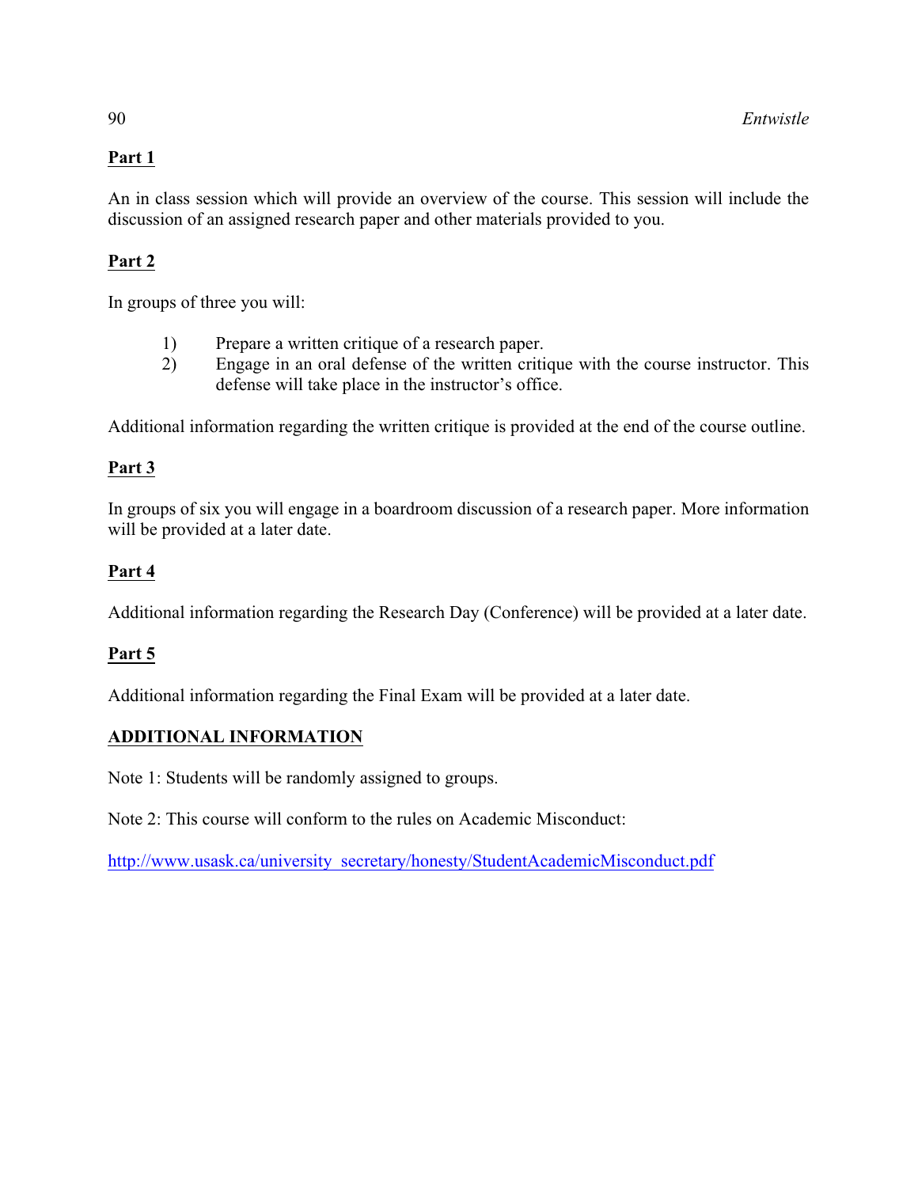**Part 1**

An in class session which will provide an overview of the course. This session will include the discussion of an assigned research paper and other materials provided to you.

**Part 2**

In groups of three you will:

1) Prepare a written critique of a research paper.
2) Engage in an oral defense of the written critique with the course instructor. This defense will take place in the instructor's office.

Additional information regarding the written critique is provided at the end of the course outline.

**Part 3**

In groups of six you will engage in a boardroom discussion of a research paper. More information will be provided at a later date.

**Part 4**

Additional information regarding the Research Day (Conference) will be provided at a later date.

**Part 5**

Additional information regarding the Final Exam will be provided at a later date.

**ADDITIONAL INFORMATION**

Note 1: Students will be randomly assigned to groups.

Note 2: This course will conform to the rules on Academic Misconduct:

http://www.usask.ca/university_secretary/honesty/StudentAcademicMisconduct.pdf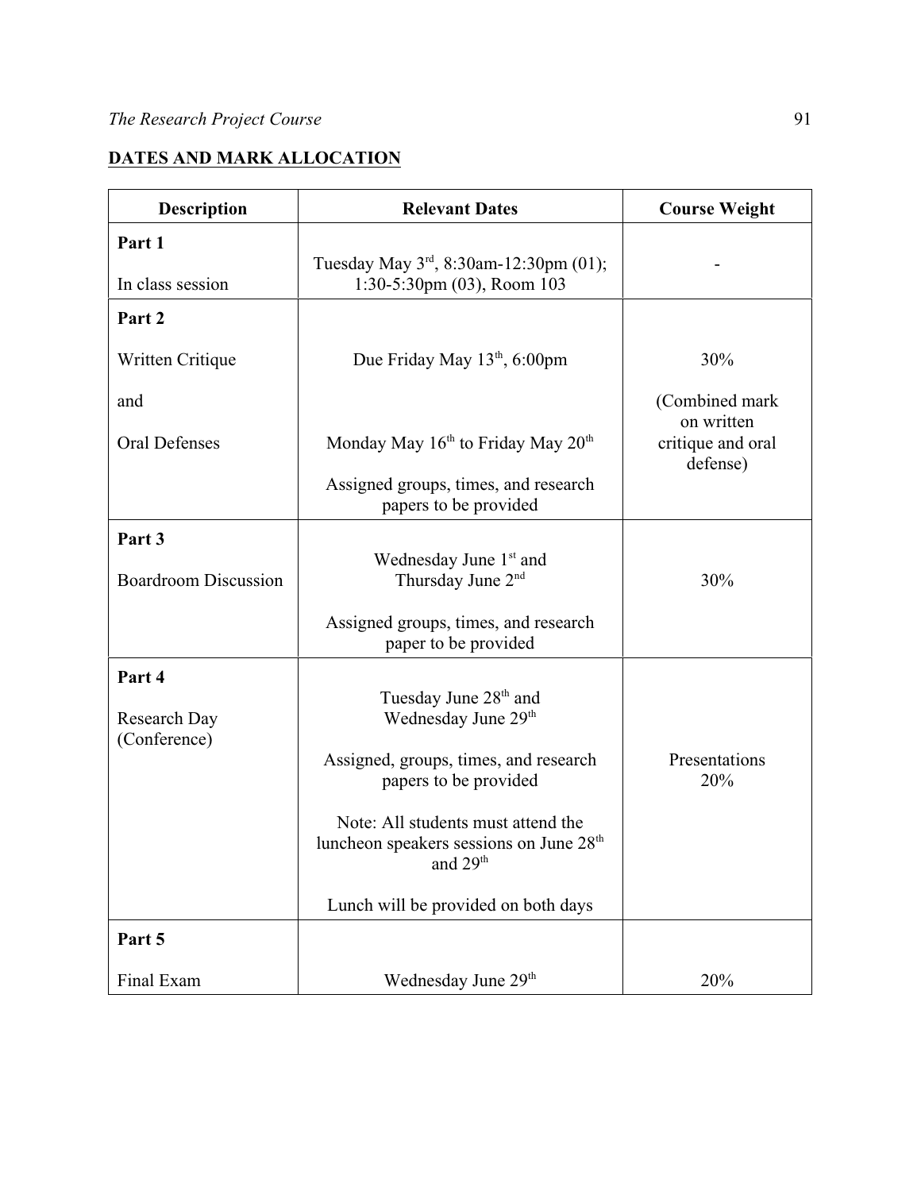## DATES AND MARK ALLOCATION

| Description | Relevant Dates | Course Weight |
|---|---|---|
| **Part 1**<br><br>In class session | Tuesday May 3rd, 8:30am-12:30pm (01); 1:30-5:30pm (03), Room 103 | - |
| **Part 2**<br><br>Written Critique<br><br>and<br><br>Oral Defenses | Due Friday May 13th, 6:00pm<br><br>Monday May 16th to Friday May 20th<br><br>Assigned groups, times, and research papers to be provided | 30%<br><br>(Combined mark on written critique and oral defense) |
| **Part 3**<br><br>Boardroom Discussion | Wednesday June 1st and Thursday June 2nd<br><br>Assigned groups, times, and research paper to be provided | 30% |
| **Part 4**<br><br>Research Day (Conference) | Tuesday June 28th and Wednesday June 29th<br><br>Assigned, groups, times, and research papers to be provided<br><br>Note: All students must attend the luncheon speakers sessions on June 28th and 29th<br><br>Lunch will be provided on both days | Presentations 20% |
| **Part 5**<br><br>Final Exam | Wednesday June 29th | 20% |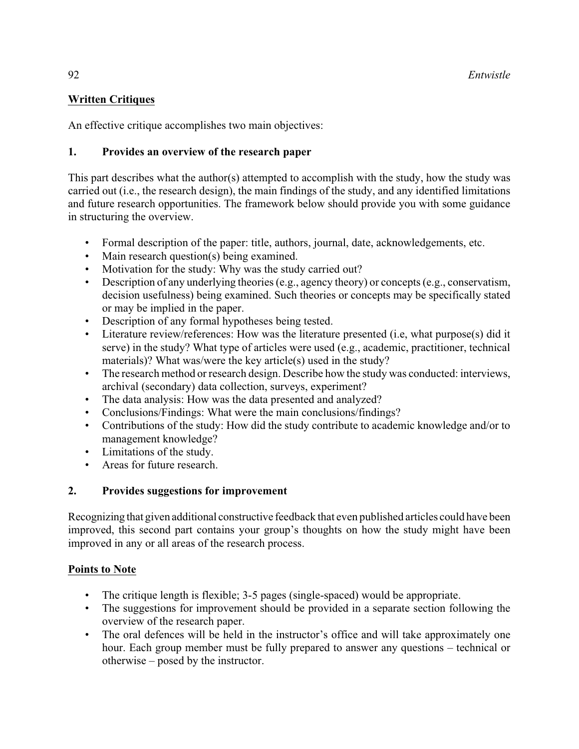## Written Critiques

An effective critique accomplishes two main objectives:

### 1. Provides an overview of the research paper

This part describes what the author(s) attempted to accomplish with the study, how the study was carried out (i.e., the research design), the main findings of the study, and any identified limitations and future research opportunities. The framework below should provide you with some guidance in structuring the overview.

- Formal description of the paper: title, authors, journal, date, acknowledgements, etc.
- Main research question(s) being examined.
- Motivation for the study: Why was the study carried out?
- Description of any underlying theories (e.g., agency theory) or concepts (e.g., conservatism, decision usefulness) being examined. Such theories or concepts may be specifically stated or may be implied in the paper.
- Description of any formal hypotheses being tested.
- Literature review/references: How was the literature presented (i.e, what purpose(s) did it serve) in the study? What type of articles were used (e.g., academic, practitioner, technical materials)? What was/were the key article(s) used in the study?
- The research method or research design. Describe how the study was conducted: interviews, archival (secondary) data collection, surveys, experiment?
- The data analysis: How was the data presented and analyzed?
- Conclusions/Findings: What were the main conclusions/findings?
- Contributions of the study: How did the study contribute to academic knowledge and/or to management knowledge?
- Limitations of the study.
- Areas for future research.

### 2. Provides suggestions for improvement

Recognizing that given additional constructive feedback that even published articles could have been improved, this second part contains your group's thoughts on how the study might have been improved in any or all areas of the research process.

## Points to Note

- The critique length is flexible; 3-5 pages (single-spaced) would be appropriate.
- The suggestions for improvement should be provided in a separate section following the overview of the research paper.
- The oral defences will be held in the instructor's office and will take approximately one hour. Each group member must be fully prepared to answer any questions – technical or otherwise – posed by the instructor.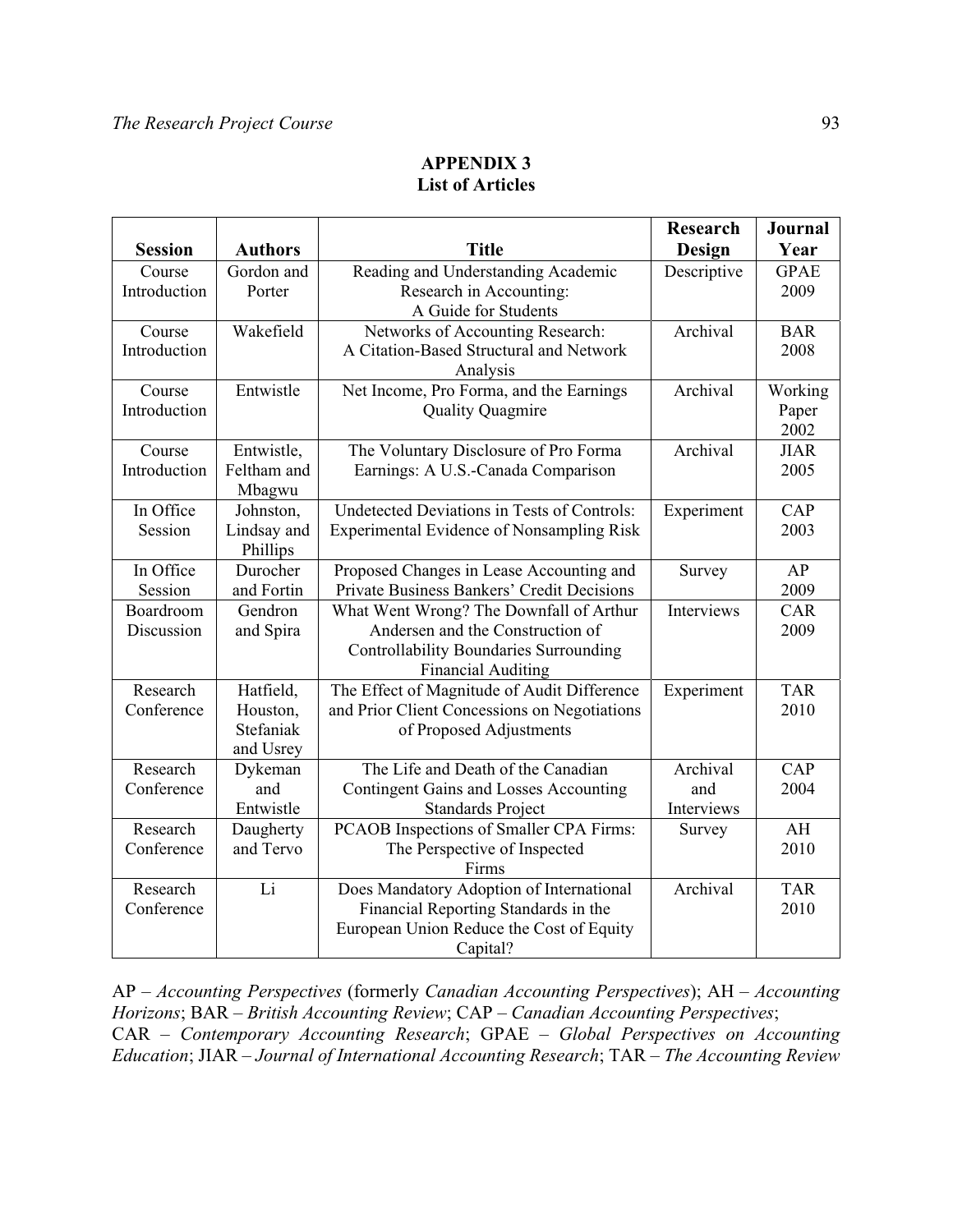## APPENDIX 3
## List of Articles

| Session | Authors | Title | Research Design | Journal Year |
|---|---|---|---|---|
| Course Introduction | Gordon and Porter | Reading and Understanding Academic Research in Accounting: A Guide for Students | Descriptive | GPAE 2009 |
| Course Introduction | Wakefield | Networks of Accounting Research: A Citation-Based Structural and Network Analysis | Archival | BAR 2008 |
| Course Introduction | Entwistle | Net Income, Pro Forma, and the Earnings Quality Quagmire | Archival | Working Paper 2002 |
| Course Introduction | Entwistle, Feltham and Mbagwu | The Voluntary Disclosure of Pro Forma Earnings: A U.S.-Canada Comparison | Archival | JIAR 2005 |
| In Office Session | Johnston, Lindsay and Phillips | Undetected Deviations in Tests of Controls: Experimental Evidence of Nonsampling Risk | Experiment | CAP 2003 |
| In Office Session | Durocher and Fortin | Proposed Changes in Lease Accounting and Private Business Bankers' Credit Decisions | Survey | AP 2009 |
| Boardroom Discussion | Gendron and Spira | What Went Wrong? The Downfall of Arthur Andersen and the Construction of Controllability Boundaries Surrounding Financial Auditing | Interviews | CAR 2009 |
| Research Conference | Hatfield, Houston, Stefaniak and Usrey | The Effect of Magnitude of Audit Difference and Prior Client Concessions on Negotiations of Proposed Adjustments | Experiment | TAR 2010 |
| Research Conference | Dykeman and Entwistle | The Life and Death of the Canadian Contingent Gains and Losses Accounting Standards Project | Archival and Interviews | CAP 2004 |
| Research Conference | Daugherty and Tervo | PCAOB Inspections of Smaller CPA Firms: The Perspective of Inspected Firms | Survey | AH 2010 |
| Research Conference | Li | Does Mandatory Adoption of International Financial Reporting Standards in the European Union Reduce the Cost of Equity Capital? | Archival | TAR 2010 |

AP – *Accounting Perspectives* (formerly *Canadian Accounting Perspectives*); AH – *Accounting Horizons*; BAR – *British Accounting Review*; CAP – *Canadian Accounting Perspectives*; CAR – *Contemporary Accounting Research*; GPAE – *Global Perspectives on Accounting Education*; JIAR – *Journal of International Accounting Research*; TAR – *The Accounting Review*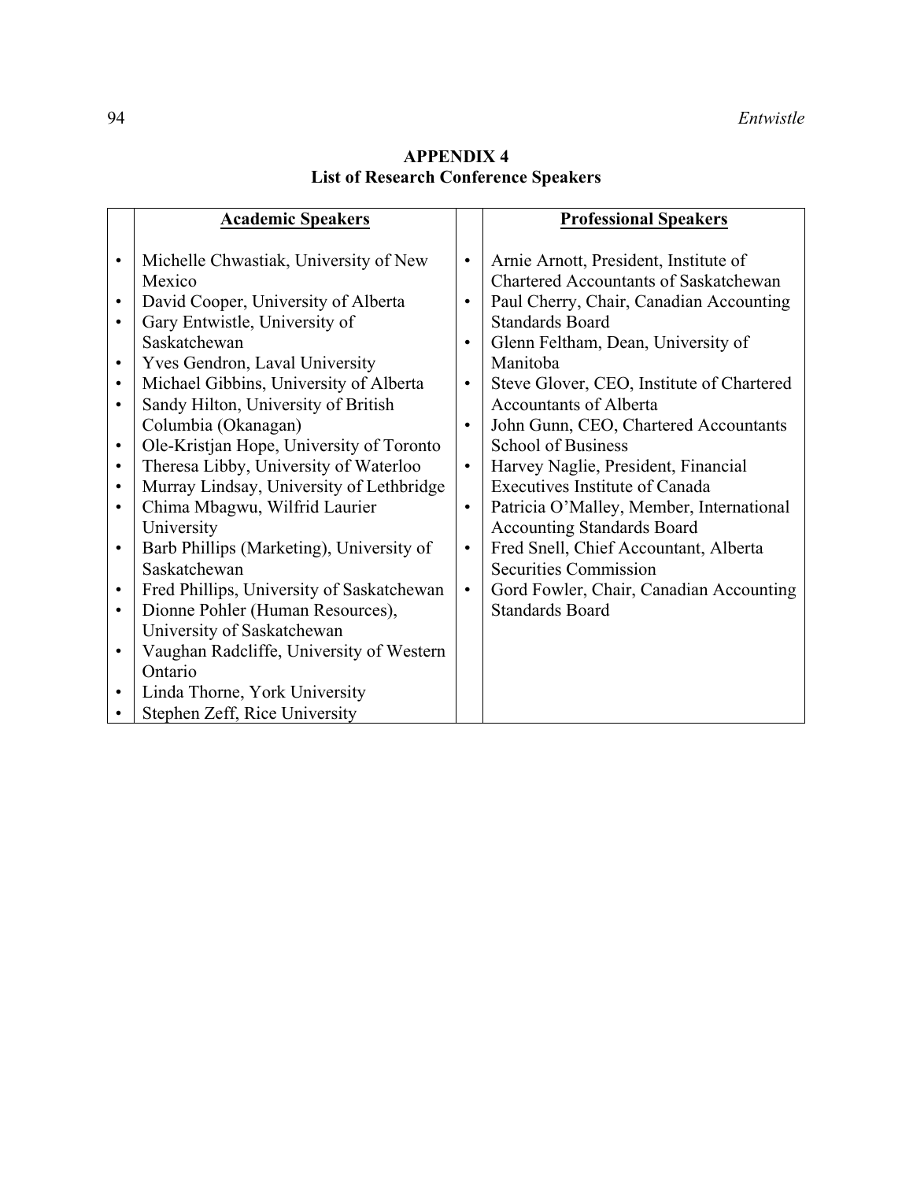## APPENDIX 4
### List of Research Conference Speakers

| Academic Speakers | Professional Speakers |
| --- | --- |
| • Michelle Chwastiak, University of New Mexico<br>• David Cooper, University of Alberta<br>• Gary Entwistle, University of Saskatchewan<br>• Yves Gendron, Laval University<br>• Michael Gibbins, University of Alberta<br>• Sandy Hilton, University of British Columbia (Okanagan)<br>• Ole-Kristjan Hope, University of Toronto<br>• Theresa Libby, University of Waterloo<br>• Murray Lindsay, University of Lethbridge<br>• Chima Mbagwu, Wilfrid Laurier University<br>• Barb Phillips (Marketing), University of Saskatchewan<br>• Fred Phillips, University of Saskatchewan<br>• Dionne Pohler (Human Resources), University of Saskatchewan<br>• Vaughan Radcliffe, University of Western Ontario<br>• Linda Thorne, York University<br>• Stephen Zeff, Rice University | • Arnie Arnott, President, Institute of Chartered Accountants of Saskatchewan<br>• Paul Cherry, Chair, Canadian Accounting Standards Board<br>• Glenn Feltham, Dean, University of Manitoba<br>• Steve Glover, CEO, Institute of Chartered Accountants of Alberta<br>• John Gunn, CEO, Chartered Accountants School of Business<br>• Harvey Naglie, President, Financial Executives Institute of Canada<br>• Patricia O'Malley, Member, International Accounting Standards Board<br>• Fred Snell, Chief Accountant, Alberta Securities Commission<br>• Gord Fowler, Chair, Canadian Accounting Standards Board |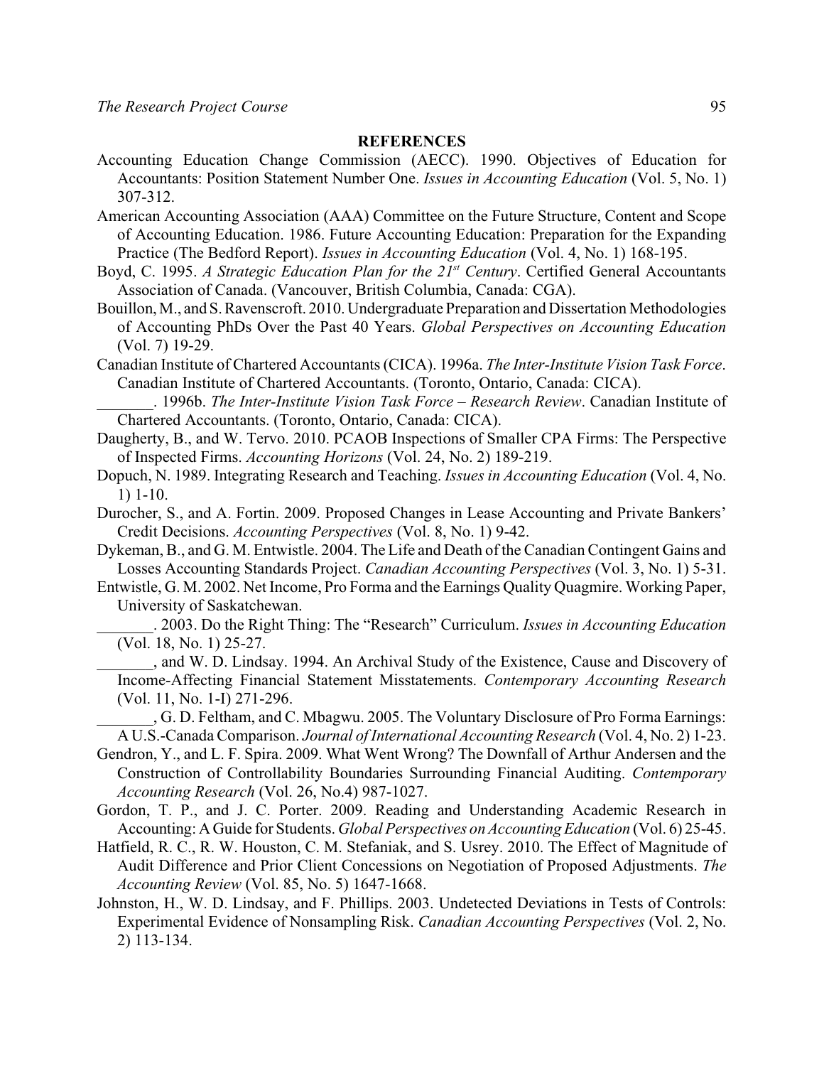## REFERENCES

Accounting Education Change Commission (AECC). 1990. Objectives of Education for Accountants: Position Statement Number One. *Issues in Accounting Education* (Vol. 5, No. 1) 307-312.

American Accounting Association (AAA) Committee on the Future Structure, Content and Scope of Accounting Education. 1986. Future Accounting Education: Preparation for the Expanding Practice (The Bedford Report). *Issues in Accounting Education* (Vol. 4, No. 1) 168-195.

Boyd, C. 1995. *A Strategic Education Plan for the 21st Century*. Certified General Accountants Association of Canada. (Vancouver, British Columbia, Canada: CGA).

Bouillon, M., and S. Ravenscroft. 2010. Undergraduate Preparation and Dissertation Methodologies of Accounting PhDs Over the Past 40 Years. *Global Perspectives on Accounting Education* (Vol. 7) 19-29.

Canadian Institute of Chartered Accountants (CICA). 1996a. *The Inter-Institute Vision Task Force*. Canadian Institute of Chartered Accountants. (Toronto, Ontario, Canada: CICA).

_______. 1996b. *The Inter-Institute Vision Task Force – Research Review*. Canadian Institute of Chartered Accountants. (Toronto, Ontario, Canada: CICA).

Daugherty, B., and W. Tervo. 2010. PCAOB Inspections of Smaller CPA Firms: The Perspective of Inspected Firms. *Accounting Horizons* (Vol. 24, No. 2) 189-219.

Dopuch, N. 1989. Integrating Research and Teaching. *Issues in Accounting Education* (Vol. 4, No. 1) 1-10.

Durocher, S., and A. Fortin. 2009. Proposed Changes in Lease Accounting and Private Bankers' Credit Decisions. *Accounting Perspectives* (Vol. 8, No. 1) 9-42.

Dykeman, B., and G. M. Entwistle. 2004. The Life and Death of the Canadian Contingent Gains and Losses Accounting Standards Project. *Canadian Accounting Perspectives* (Vol. 3, No. 1) 5-31.

Entwistle, G. M. 2002. Net Income, Pro Forma and the Earnings Quality Quagmire. Working Paper, University of Saskatchewan.

_______. 2003. Do the Right Thing: The "Research" Curriculum. *Issues in Accounting Education* (Vol. 18, No. 1) 25-27.

_______, and W. D. Lindsay. 1994. An Archival Study of the Existence, Cause and Discovery of Income-Affecting Financial Statement Misstatements. *Contemporary Accounting Research* (Vol. 11, No. 1-I) 271-296.

_______, G. D. Feltham, and C. Mbagwu. 2005. The Voluntary Disclosure of Pro Forma Earnings: A U.S.-Canada Comparison. *Journal of International Accounting Research* (Vol. 4, No. 2) 1-23.

Gendron, Y., and L. F. Spira. 2009. What Went Wrong? The Downfall of Arthur Andersen and the Construction of Controllability Boundaries Surrounding Financial Auditing. *Contemporary Accounting Research* (Vol. 26, No.4) 987-1027.

Gordon, T. P., and J. C. Porter. 2009. Reading and Understanding Academic Research in Accounting: A Guide for Students. *Global Perspectives on Accounting Education* (Vol. 6) 25-45.

Hatfield, R. C., R. W. Houston, C. M. Stefaniak, and S. Usrey. 2010. The Effect of Magnitude of Audit Difference and Prior Client Concessions on Negotiation of Proposed Adjustments. *The Accounting Review* (Vol. 85, No. 5) 1647-1668.

Johnston, H., W. D. Lindsay, and F. Phillips. 2003. Undetected Deviations in Tests of Controls: Experimental Evidence of Nonsampling Risk. *Canadian Accounting Perspectives* (Vol. 2, No. 2) 113-134.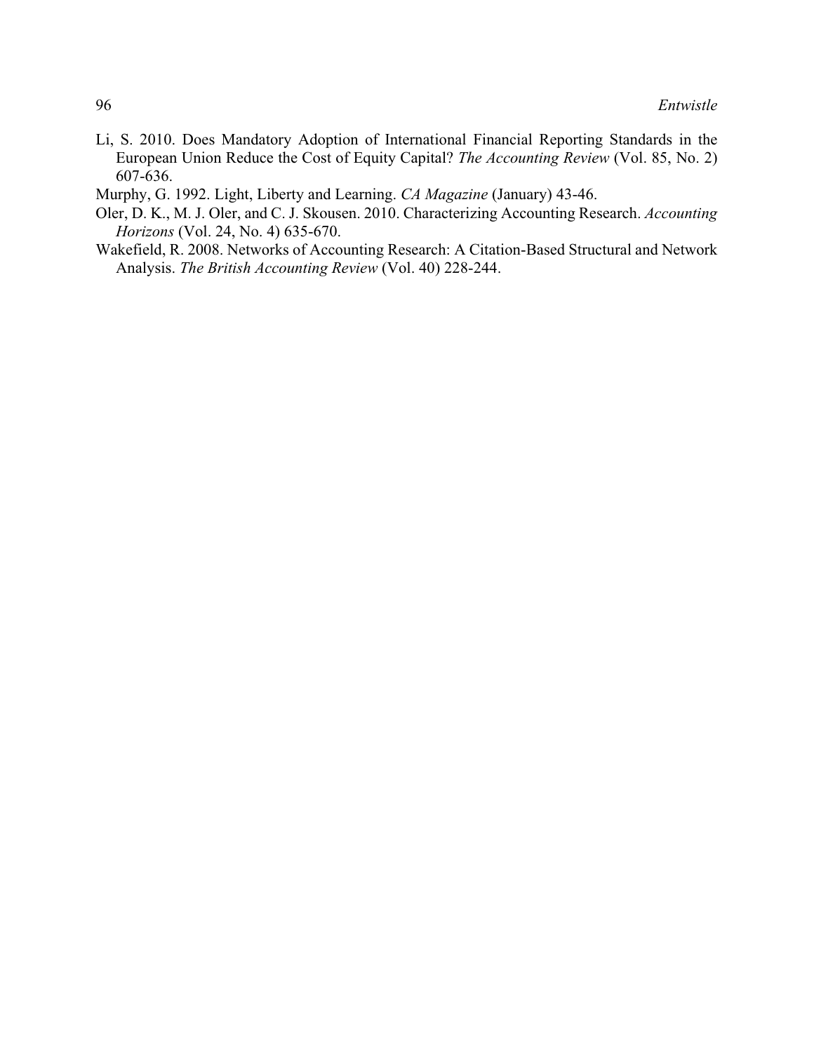Li, S. 2010. Does Mandatory Adoption of International Financial Reporting Standards in the European Union Reduce the Cost of Equity Capital? *The Accounting Review* (Vol. 85, No. 2) 607-636.

Murphy, G. 1992. Light, Liberty and Learning. *CA Magazine* (January) 43-46.

Oler, D. K., M. J. Oler, and C. J. Skousen. 2010. Characterizing Accounting Research. *Accounting Horizons* (Vol. 24, No. 4) 635-670.

Wakefield, R. 2008. Networks of Accounting Research: A Citation-Based Structural and Network Analysis. *The British Accounting Review* (Vol. 40) 228-244.